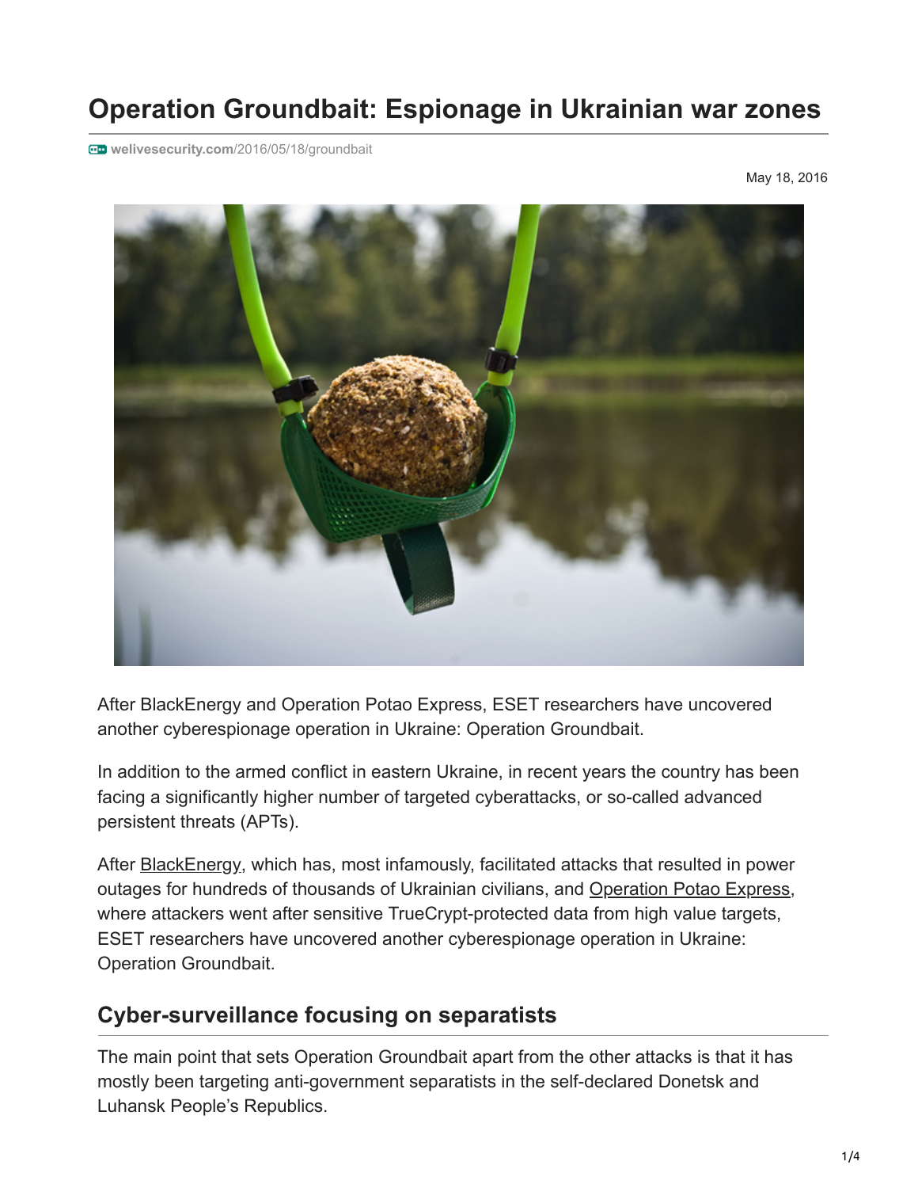# Operation Groundbait: Espionage in Ukrainian war zones

welivesecurity.com/2016/05/18/groundbait

May 18, 2016

After BlackEnergy and Operation Potao Express, ESET researchers have uncovered another cyberespionage operation in Ukraine: Operation Groundbait.

In addition to the armed conflict in eastern Ukraine, in recent years the country has been facing a significantly higher number of targeted cyberattacks, or so-called advanced persistent threats (APTs).

After BlackEnergy, which has, most infamously, facilitated attacks that resulted in power outages for hundreds of thousands of Ukrainian civilians, and Operation Potao Express, where attackers went after sensitive TrueCrypt-protected data from high value targets, ESET researchers have uncovered another cyberespionage operation in Ukraine: Operation Groundbait.

## Cyber-surveillance focusing on separatists

The main point that sets Operation Groundbait apart from the other attacks is that it has mostly been targeting anti-government separatists in the self-declared Donetsk and Luhansk People's Republics.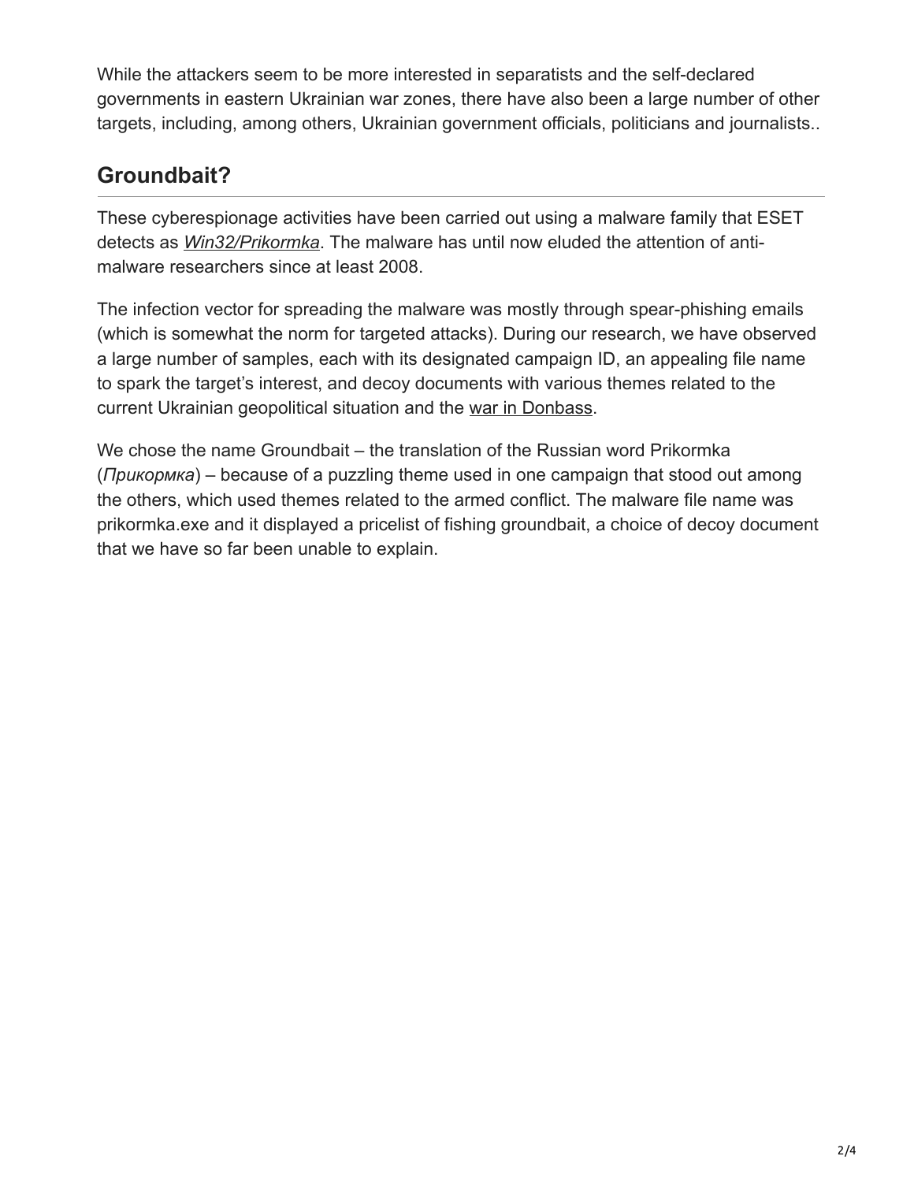While the attackers seem to be more interested in separatists and the self-declared governments in eastern Ukrainian war zones, there have also been a large number of other targets, including, among others, Ukrainian government officials, politicians and journalists..

## Groundbait?

These cyberespionage activities have been carried out using a malware family that ESET detects as *Win32/Prikormka*. The malware has until now eluded the attention of anti-malware researchers since at least 2008.

The infection vector for spreading the malware was mostly through spear-phishing emails (which is somewhat the norm for targeted attacks). During our research, we have observed a large number of samples, each with its designated campaign ID, an appealing file name to spark the target's interest, and decoy documents with various themes related to the current Ukrainian geopolitical situation and the war in Donbass.

We chose the name Groundbait – the translation of the Russian word Prikormka (*Прикормка*) – because of a puzzling theme used in one campaign that stood out among the others, which used themes related to the armed conflict. The malware file name was prikormka.exe and it displayed a pricelist of fishing groundbait, a choice of decoy document that we have so far been unable to explain.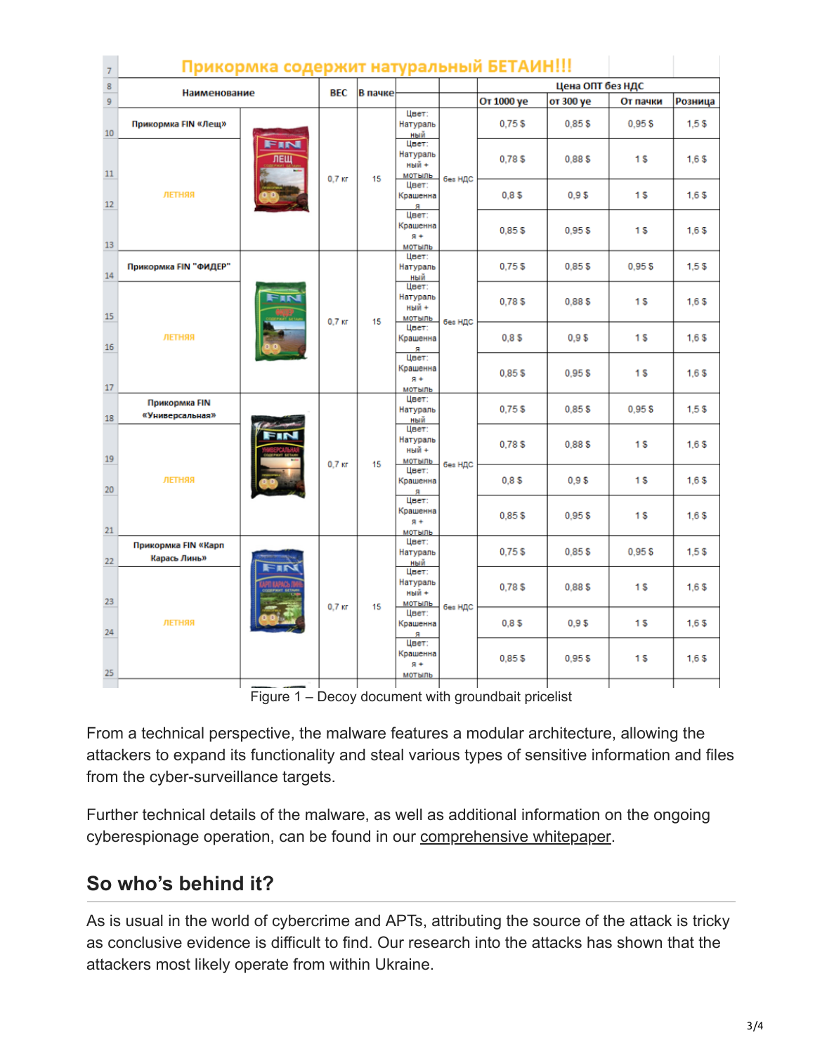**Прикормка содержит натуральный БЕТАИН!!!**

| Наименование | | ВЕС | В пачке | | | Цена ОПТ без НДС | | | |
|---|---|---|---|---|---|---|---|---|---|
| | | | | | | От 1000 уе | от 300 уе | От пачки | Розница |
| Прикормка FIN «Лещ» | | 0,7 кг | 15 | Цвет: Натуральный | без НДС | 0,75 $ | 0,85 $ | 0,95 $ | 1,5 $ |
| ЛЕТНЯЯ | | | | Цвет: Натуральный + мотыль | | 0,78 $ | 0,88 $ | 1 $ | 1,6 $ |
| | | | | Цвет: Крашенная | | 0,8 $ | 0,9 $ | 1 $ | 1,6 $ |
| | | | | Цвет: Крашенная + мотыль | | 0,85 $ | 0,95 $ | 1 $ | 1,6 $ |
| Прикормка FIN "ФИДЕР" | | 0,7 кг | 15 | Цвет: Натуральный | без НДС | 0,75 $ | 0,85 $ | 0,95 $ | 1,5 $ |
| ЛЕТНЯЯ | | | | Цвет: Натуральный + мотыль | | 0,78 $ | 0,88 $ | 1 $ | 1,6 $ |
| | | | | Цвет: Крашенная | | 0,8 $ | 0,9 $ | 1 $ | 1,6 $ |
| | | | | Цвет: Крашенная + мотыль | | 0,85 $ | 0,95 $ | 1 $ | 1,6 $ |
| Прикормка FIN «Универсальная» | | 0,7 кг | 15 | Цвет: Натуральный | без НДС | 0,75 $ | 0,85 $ | 0,95 $ | 1,5 $ |
| ЛЕТНЯЯ | | | | Цвет: Натуральный + мотыль | | 0,78 $ | 0,88 $ | 1 $ | 1,6 $ |
| | | | | Цвет: Крашенная | | 0,8 $ | 0,9 $ | 1 $ | 1,6 $ |
| | | | | Цвет: Крашенная + мотыль | | 0,85 $ | 0,95 $ | 1 $ | 1,6 $ |
| Прикормка FIN «Карп Карась Линь» | | 0,7 кг | 15 | Цвет: Натуральный | без НДС | 0,75 $ | 0,85 $ | 0,95 $ | 1,5 $ |
| ЛЕТНЯЯ | | | | Цвет: Натуральный + мотыль | | 0,78 $ | 0,88 $ | 1 $ | 1,6 $ |
| | | | | Цвет: Крашенная | | 0,8 $ | 0,9 $ | 1 $ | 1,6 $ |
| | | | | Цвет: Крашенная + мотыль | | 0,85 $ | 0,95 $ | 1 $ | 1,6 $ |

Figure 1 – Decoy document with groundbait pricelist

From a technical perspective, the malware features a modular architecture, allowing the attackers to expand its functionality and steal various types of sensitive information and files from the cyber-surveillance targets.

Further technical details of the malware, as well as additional information on the ongoing cyberespionage operation, can be found in our comprehensive whitepaper.

## So who's behind it?

As is usual in the world of cybercrime and APTs, attributing the source of the attack is tricky as conclusive evidence is difficult to find. Our research into the attacks has shown that the attackers most likely operate from within Ukraine.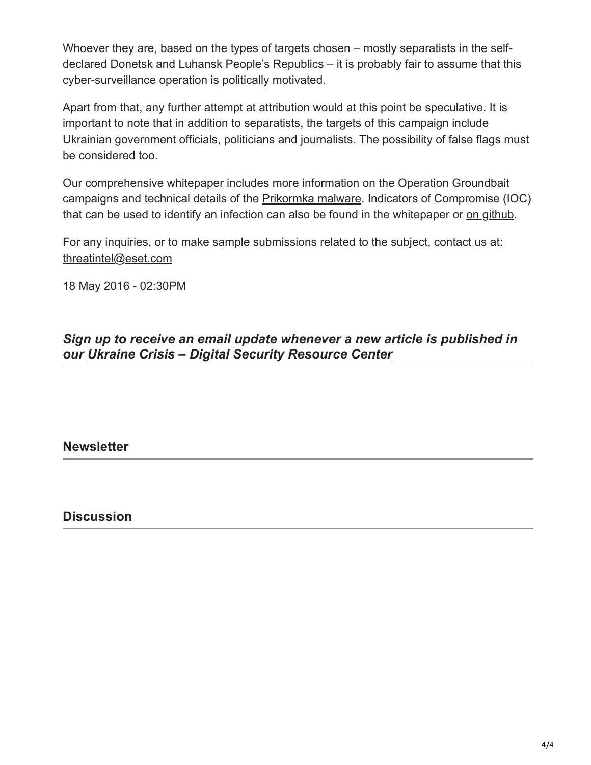Whoever they are, based on the types of targets chosen – mostly separatists in the self-declared Donetsk and Luhansk People's Republics – it is probably fair to assume that this cyber-surveillance operation is politically motivated.

Apart from that, any further attempt at attribution would at this point be speculative. It is important to note that in addition to separatists, the targets of this campaign include Ukrainian government officials, politicians and journalists. The possibility of false flags must be considered too.

Our comprehensive whitepaper includes more information on the Operation Groundbait campaigns and technical details of the Prikormka malware. Indicators of Compromise (IOC) that can be used to identify an infection can also be found in the whitepaper or on github.

For any inquiries, or to make sample submissions related to the subject, contact us at: threatintel@eset.com

18 May 2016 - 02:30PM

***Sign up to receive an email update whenever a new article is published in our Ukraine Crisis – Digital Security Resource Center***

## Newsletter

## Discussion